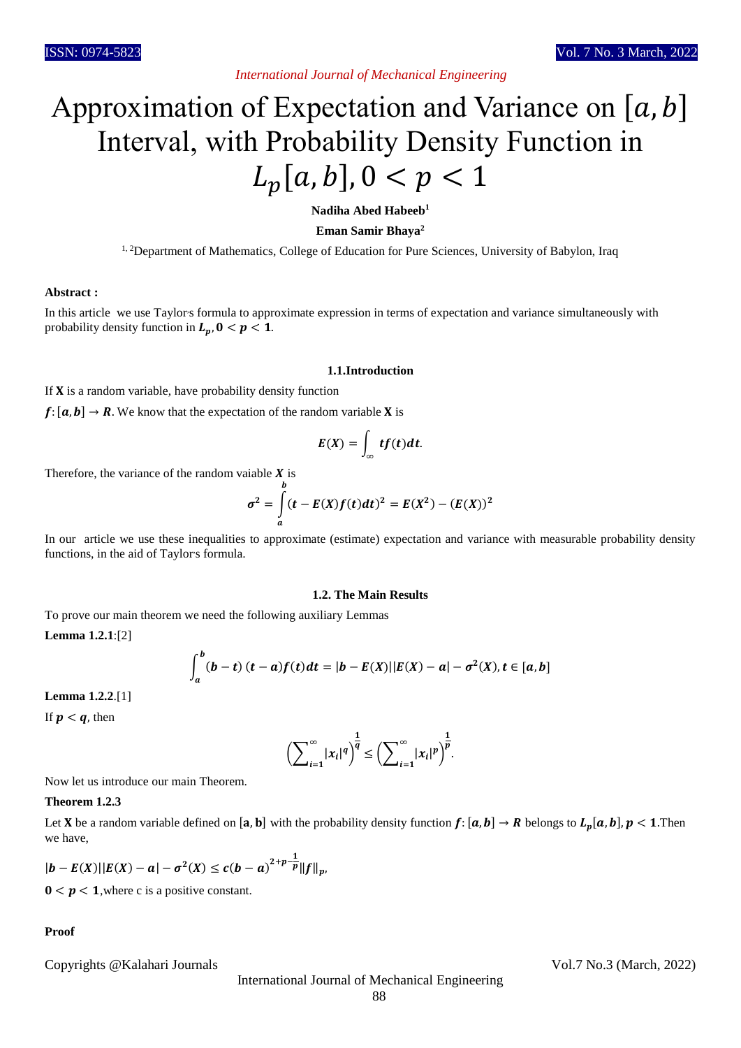# Approximation of Expectation and Variance on $[a, b]$ Interval, with Probability Density Function in $L_p[a, b], 0 < p < 1$

**Nadiha Abed Habeeb**[1]

**Eman Samir Bhaya**[2]

[1, 2]Department of Mathematics, College of Education for Pure Sciences, University of Babylon, Iraq

**Abstract :**

In this article we use Taylor's formula to approximate expression in terms of expectation and variance simultaneously with probability density function in $L_p, 0 < p < 1$.

### 1.1.Introduction

If $X$ is a random variable, have probability density function

$f: [a, b] \to R$. We know that the expectation of the random variable $X$ is

$$E(X) = \int_{\infty} tf(t)dt.$$

Therefore, the variance of the random vaiable $X$ is

$$\sigma^2 = \int_a^b (t - E(X)f(t)dt)^2 = E(X^2) - (E(X))^2$$

In our article we use these inequalities to approximate (estimate) expectation and variance with measurable probability density functions, in the aid of Taylor's formula.

### 1.2. The Main Results

To prove our main theorem we need the following auxiliary Lemmas

**Lemma 1.2.1**:[2]

$$\int_a^b (b - t)(t - a)f(t)dt = |b - E(X)||E(X) - a| - \sigma^2(X), t \in [a, b]$$

**Lemma 1.2.2**.[1]

If $p < q$, then

$$\left(\sum_{i=1}^{\infty} |x_i|^q\right)^{\frac{1}{q}} \leq \left(\sum_{i=1}^{\infty} |x_i|^p\right)^{\frac{1}{p}}.$$

Now let us introduce our main Theorem.

**Theorem 1.2.3**

Let $X$ be a random variable defined on $[a, b]$ with the probability density function $f: [a, b] \to R$ belongs to $L_p[a, b], p < 1$.Then we have,

$$|b - E(X)||E(X) - a| - \sigma^2(X) \leq c(b - a)^{2+p-\frac{1}{p}}\|f\|_p,$$

$0 < p < 1$,where c is a positive constant.

**Proof**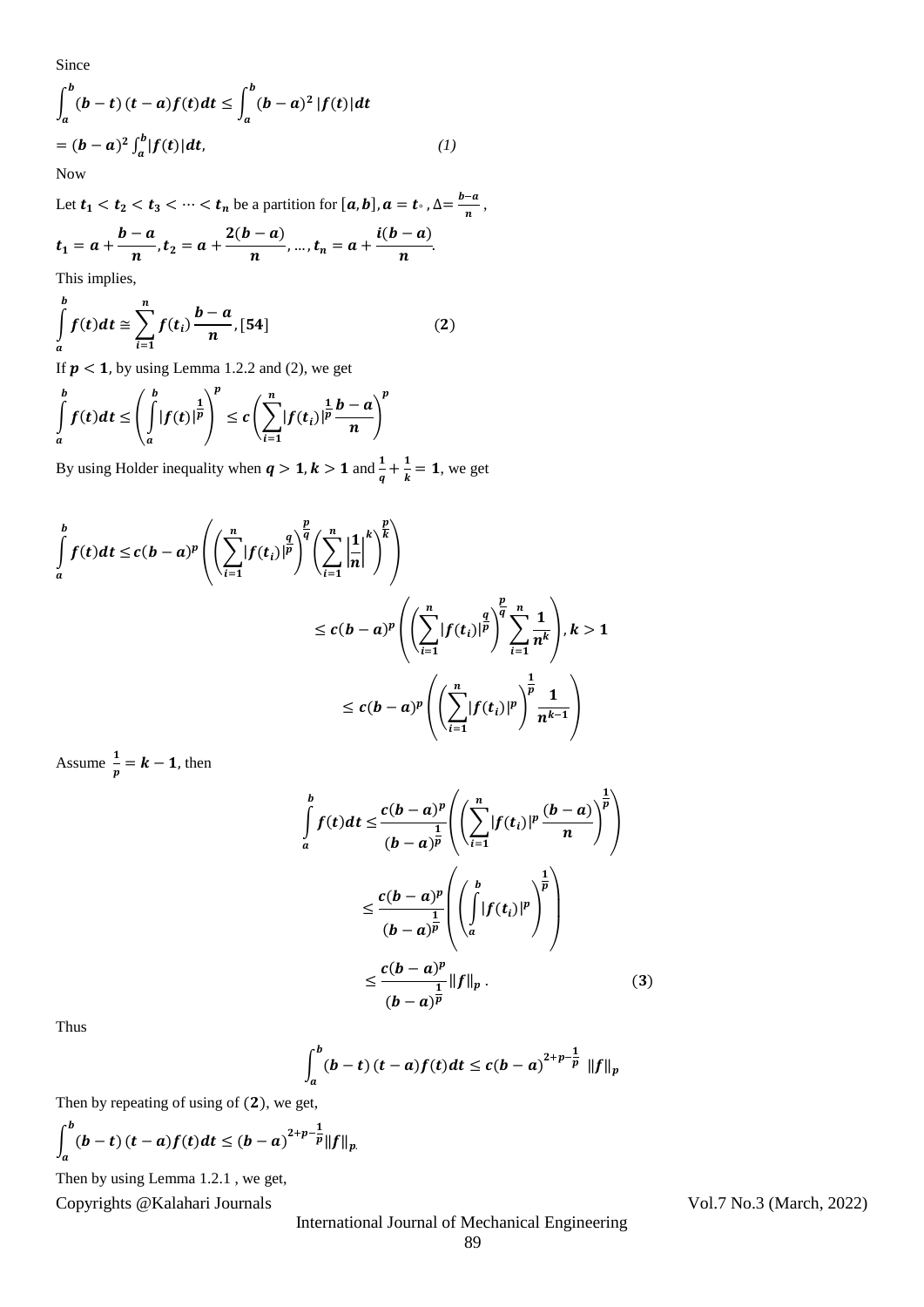Since

$$\int_a^b (b-t)(t-a)f(t)dt \leq \int_a^b (b-a)^2 |f(t)|dt$$

$$= (b-a)^2 \int_a^b |f(t)|dt, \qquad (1)$$

Now

Let $t_1 < t_2 < t_3 < \cdots < t_n$ be a partition for $[a,b], a = t_\circ, \Delta = \frac{b-a}{n}$,

$$t_1 = a + \frac{b-a}{n}, t_2 = a + \frac{2(b-a)}{n}, \ldots, t_n = a + \frac{i(b-a)}{n}.$$

This implies,

$$\int_a^b f(t)dt \cong \sum_{i=1}^n f(t_i)\frac{b-a}{n}, [54] \qquad (2)$$

If $p < 1$, by using Lemma 1.2.2 and (2), we get

$$\int_a^b f(t)dt \leq \left(\int_a^b |f(t)|^{\frac{1}{p}}\right)^p \leq c\left(\sum_{i=1}^n |f(t_i)|^{\frac{1}{p}}\frac{b-a}{n}\right)^p$$

By using Holder inequality when $q > 1, k > 1$ and $\frac{1}{q} + \frac{1}{k} = 1$, we get

$$\int_a^b f(t)dt \leq c(b-a)^p\left(\left(\sum_{i=1}^n |f(t_i)|^{\frac{q}{p}}\right)^{\frac{p}{q}}\left(\sum_{i=1}^n \left|\frac{1}{n}\right|^k\right)^{\frac{p}{k}}\right)$$

$$\leq c(b-a)^p\left(\left(\sum_{i=1}^n |f(t_i)|^{\frac{q}{p}}\right)^{\frac{p}{q}}\sum_{i=1}^n \frac{1}{n^k}\right), k > 1$$

$$\leq c(b-a)^p\left(\left(\sum_{i=1}^n |f(t_i)|^p\right)^{\frac{1}{p}}\frac{1}{n^{k-1}}\right)$$

Assume $\frac{1}{p} = k - 1$, then

$$\int_a^b f(t)dt \leq \frac{c(b-a)^p}{(b-a)^{\frac{1}{p}}}\left(\left(\sum_{i=1}^n |f(t_i)|^p\frac{(b-a)}{n}\right)^{\frac{1}{p}}\right)$$

$$\leq \frac{c(b-a)^p}{(b-a)^{\frac{1}{p}}}\left(\left(\int_a^b |f(t_i)|^p\right)^{\frac{1}{p}}\right)$$

$$\leq \frac{c(b-a)^p}{(b-a)^{\frac{1}{p}}}\|f\|_p. \qquad (3)$$

Thus

$$\int_a^b (b-t)(t-a)f(t)dt \leq c(b-a)^{2+p-\frac{1}{p}}\ \|f\|_p$$

Then by repeating of using of $(2)$, we get,

$$\int_a^b (b-t)(t-a)f(t)dt \leq (b-a)^{2+p-\frac{1}{p}}\|f\|_p.$$

Then by using Lemma 1.2.1 , we get,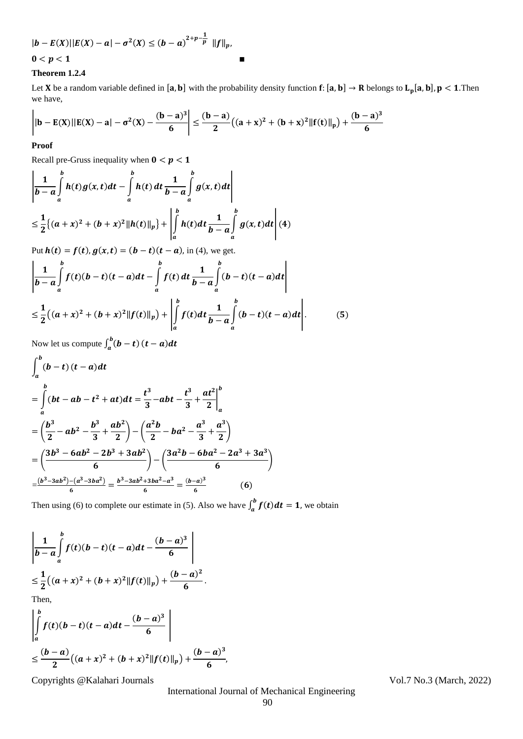$$|b - E(X)||E(X) - a| - \sigma^2(X) \leq (b - a)^{2+p-\frac{1}{p}} \ \|f\|_p,$$

$0 < p < 1$ ■

**Theorem 1.2.4**

Let **X** be a random variable defined in $[\mathbf{a}, \mathbf{b}]$ with the probability density function $\mathbf{f}: [\mathbf{a}, \mathbf{b}] \to \mathbf{R}$ belongs to $\mathbf{L_p}[\mathbf{a}, \mathbf{b}], \mathbf{p} < \mathbf{1}$. Then we have,

$$\left| |\mathbf{b} - \mathbf{E}(\mathbf{X})||\mathbf{E}(\mathbf{X}) - \mathbf{a}| - \sigma^2(\mathbf{X}) - \frac{(\mathbf{b} - \mathbf{a})^3}{6} \right| \leq \frac{(\mathbf{b} - \mathbf{a})}{2}\left((\mathbf{a} + \mathbf{x})^2 + (\mathbf{b} + \mathbf{x})^2\|\mathbf{f}(\mathbf{t})\|_\mathbf{p}\right) + \frac{(\mathbf{b} - \mathbf{a})^3}{6}$$

**Proof**

Recall pre-Gruss inequality when $0 < p < 1$

$$\left| \frac{1}{b-a}\int_a^b h(t)g(x,t)dt - \int_a^b h(t)\,dt\,\frac{1}{b-a}\int_a^b g(x,t)dt \right|$$
$$\leq \frac{1}{2}\left\{(a+x)^2 + (b+x)^2\|h(t)\|_p\right\} + \left| \int_a^b h(t)dt\,\frac{1}{b-a}\int_a^b g(x,t)dt \right| \quad (4)$$

Put $h(t) = f(t), g(x,t) = (b-t)(t-a)$, in (4), we get.

$$\left| \frac{1}{b-a}\int_a^b f(t)(b-t)(t-a)dt - \int_a^b f(t)\,dt\,\frac{1}{b-a}\int_a^b (b-t)(t-a)dt \right|$$
$$\leq \frac{1}{2}\left((a+x)^2 + (b+x)^2\|f(t)\|_p\right) + \left| \int_a^b f(t)dt\,\frac{1}{b-a}\int_a^b (b-t)(t-a)dt \right|. \quad (5)$$

Now let us compute $\int_a^b (b-t)\,(t-a)dt$

$$\int_a^b (b-t)\,(t-a)dt$$
$$= \int_a^b (bt - ab - t^2 + at)dt = \frac{t^3}{3} - abt - \frac{t^3}{3} + \frac{at^2}{2}\Big|_a^b$$
$$= \left(\frac{b^3}{2} - ab^2 - \frac{b^3}{3} + \frac{ab^2}{2}\right) - \left(\frac{a^2b}{2} - ba^2 - \frac{a^3}{3} + \frac{a^3}{2}\right)$$
$$= \left(\frac{3b^3 - 6ab^2 - 2b^3 + 3ab^2}{6}\right) - \left(\frac{3a^2b - 6ba^2 - 2a^3 + 3a^3}{6}\right)$$
$$= \frac{(b^3 - 3ab^2) - (a^3 - 3ba^2)}{6} = \frac{b^3 - 3ab^2 + 3ba^2 - a^3}{6} = \frac{(b-a)^3}{6} \quad (6)$$

Then using (6) to complete our estimate in (5). Also we have $\int_a^b f(t)dt = 1$, we obtain

$$\left| \frac{1}{b-a}\int_a^b f(t)(b-t)(t-a)dt - \frac{(b-a)^3}{6} \right|$$
$$\leq \frac{1}{2}\left((a+x)^2 + (b+x)^2\|f(t)\|_p\right) + \frac{(b-a)^2}{6}.$$

Then,

$$\left| \int_a^b f(t)(b-t)(t-a)dt - \frac{(b-a)^3}{6} \right|$$
$$\leq \frac{(b-a)}{2}\left((a+x)^2 + (b+x)^2\|f(t)\|_p\right) + \frac{(b-a)^3}{6},$$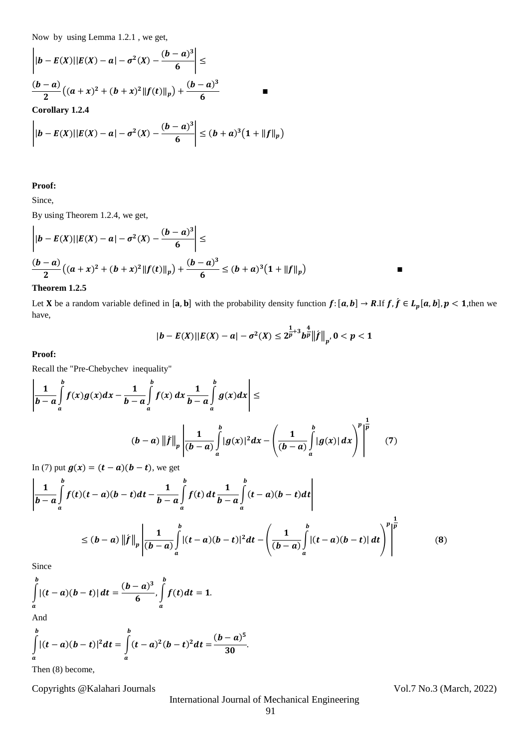Now by using Lemma 1.2.1 , we get,

$$\left| |b-E(X)||E(X)-a|-\sigma^2(X)-\frac{(b-a)^3}{6} \right| \leq$$

$$\frac{(b-a)}{2}\left((a+x)^2+(b+x)^2\|f(t)\|_p\right)+\frac{(b-a)^3}{6} \qquad \blacksquare$$

**Corollary 1.2.4**

$$\left| |b-E(X)||E(X)-a|-\sigma^2(X)-\frac{(b-a)^3}{6} \right| \leq (b+a)^3\left(1+\|f\|_p\right)$$

**Proof:**

Since,

By using Theorem 1.2.4, we get,

$$\left| |b-E(X)||E(X)-a|-\sigma^2(X)-\frac{(b-a)^3}{6} \right| \leq$$

$$\frac{(b-a)}{2}\left((a+x)^2+(b+x)^2\|f(t)\|_p\right)+\frac{(b-a)^3}{6} \leq (b+a)^3\left(1+\|f\|_p\right) \qquad \blacksquare$$

**Theorem 1.2.5**

Let **X** be a random variable defined in $[\mathbf{a},\mathbf{b}]$ with the probability density function $f:[a,b]\to R$.If $f,\hat{f}\in L_p[a,b], p<1$,then we have,

$$|b-E(X)||E(X)-a|-\sigma^2(X) \leq 2^{\frac{1}{p}+3} b^{\frac{4}{p}} \left\|\hat{f}\right\|_p, \ 0<p<1$$

**Proof:**

Recall the "Pre-Chebychev inequality"

$$\left| \frac{1}{b-a}\int_a^b f(x)g(x)dx - \frac{1}{b-a}\int_a^b f(x)\,dx \frac{1}{b-a}\int_a^b g(x)dx \right| \leq$$

$$(b-a)\left\|\hat{f}\right\|_p \left| \frac{1}{(b-a)}\int_a^b |g(x)|^2dx - \left(\frac{1}{(b-a)}\int_a^b |g(x)|\,dx\right)^p \right|^{\frac{1}{p}} \qquad (7)$$

In (7) put $g(x)=(t-a)(b-t)$, we get

$$\left| \frac{1}{b-a}\int_a^b f(t)(t-a)(b-t)dt - \frac{1}{b-a}\int_a^b f(t)\,dt \frac{1}{b-a}\int_a^b (t-a)(b-t)dt \right|$$

$$\leq (b-a)\left\|\hat{f}\right\|_p \left| \frac{1}{(b-a)}\int_a^b |(t-a)(b-t)|^2dt - \left(\frac{1}{(b-a)}\int_a^b |(t-a)(b-t)|\,dt\right)^p \right|^{\frac{1}{p}} \qquad (8)$$

Since

$$\int_a^b |(t-a)(b-t)|\,dt = \frac{(b-a)^3}{6}, \int_a^b f(t)dt = 1.$$

And

$$\int_a^b |(t-a)(b-t)|^2dt = \int_a^b (t-a)^2(b-t)^2dt = \frac{(b-a)^5}{30}.$$

Then (8) become,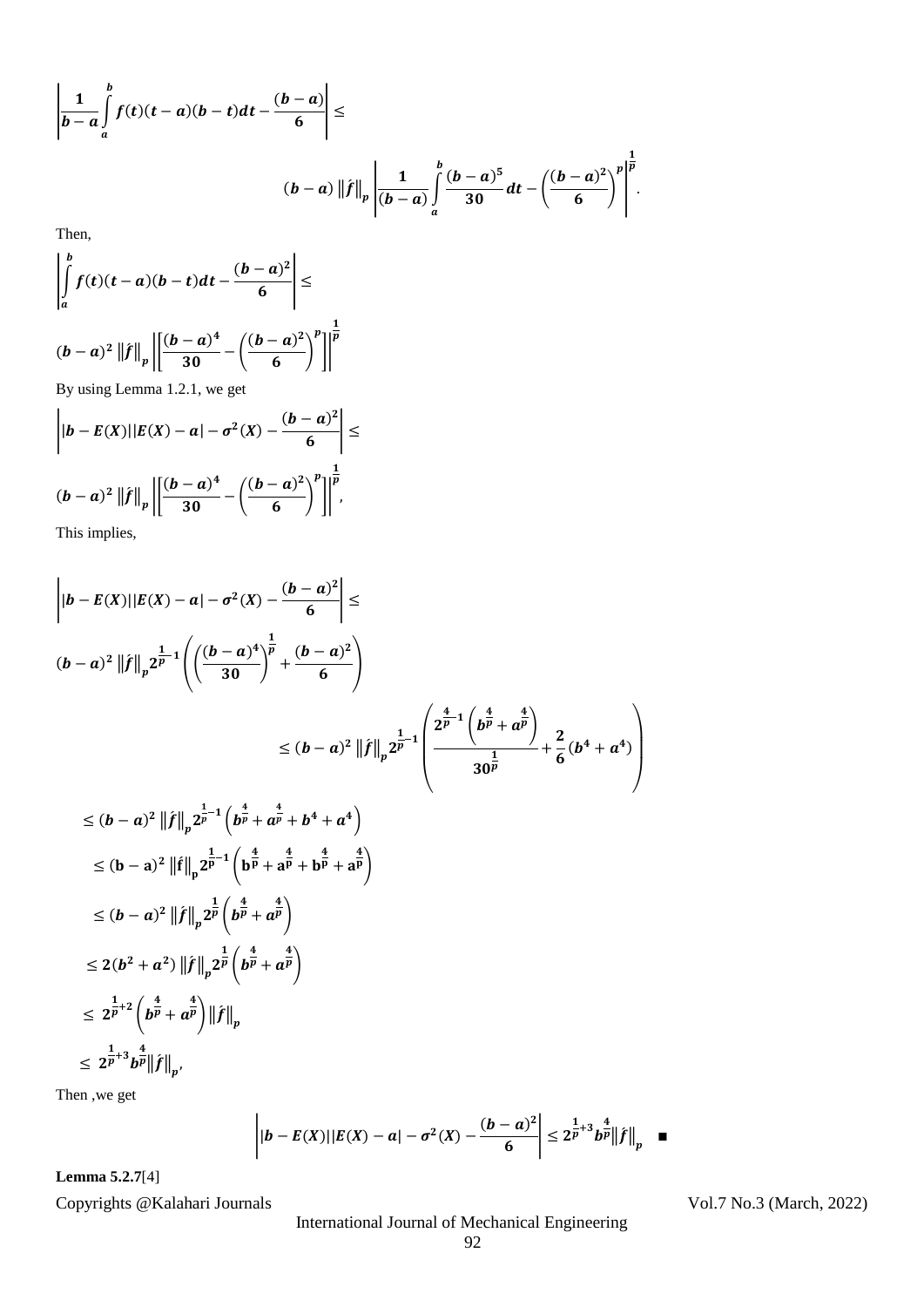$$\left|\frac{1}{b-a}\int_a^b f(t)(t-a)(b-t)dt - \frac{(b-a)}{6}\right| \leq$$

$$(b-a)\left\|\hat{f}\right\|_p \left|\frac{1}{(b-a)}\int_a^b \frac{(b-a)^5}{30}dt - \left(\frac{(b-a)^2}{6}\right)^p\right|^{\frac{1}{p}}.$$

Then,

$$\left|\int_a^b f(t)(t-a)(b-t)dt - \frac{(b-a)^2}{6}\right| \leq$$

$$(b-a)^2\left\|\hat{f}\right\|_p \left|\left[\frac{(b-a)^4}{30} - \left(\frac{(b-a)^2}{6}\right)^p\right]\right|^{\frac{1}{p}}$$

By using Lemma 1.2.1, we get

$$\left||b-E(X)||E(X)-a| - \sigma^2(X) - \frac{(b-a)^2}{6}\right| \leq$$

$$(b-a)^2\left\|\hat{f}\right\|_p \left|\left[\frac{(b-a)^4}{30} - \left(\frac{(b-a)^2}{6}\right)^p\right]\right|^{\frac{1}{p}},$$

This implies,

$$\left||b-E(X)||E(X)-a| - \sigma^2(X) - \frac{(b-a)^2}{6}\right| \leq$$

$$(b-a)^2\left\|\hat{f}\right\|_p 2^{\frac{1}{p}-1}\left(\left(\frac{(b-a)^4}{30}\right)^{\frac{1}{p}} + \frac{(b-a)^2}{6}\right)$$

$$\leq (b-a)^2\left\|\hat{f}\right\|_p 2^{\frac{1}{p}-1}\left(\frac{2^{\frac{4}{p}-1}\left(b^{\frac{4}{p}} + a^{\frac{4}{p}}\right)}{30^{\frac{1}{p}}} + \frac{2}{6}(b^4 + a^4)\right)$$

$$\leq (b-a)^2\left\|\hat{f}\right\|_p 2^{\frac{1}{p}-1}\left(b^{\frac{4}{p}} + a^{\frac{4}{p}} + b^4 + a^4\right)$$

$$\leq (b-a)^2\left\|\hat{f}\right\|_p 2^{\frac{1}{p}-1}\left(b^{\frac{4}{p}} + a^{\frac{4}{p}} + b^{\frac{4}{p}} + a^{\frac{4}{p}}\right)$$

$$\leq (b-a)^2\left\|\hat{f}\right\|_p 2^{\frac{1}{p}}\left(b^{\frac{4}{p}} + a^{\frac{4}{p}}\right)$$

$$\leq 2(b^2 + a^2)\left\|\hat{f}\right\|_p 2^{\frac{1}{p}}\left(b^{\frac{4}{p}} + a^{\frac{4}{p}}\right)$$

$$\leq 2^{\frac{1}{p}+2}\left(b^{\frac{4}{p}} + a^{\frac{4}{p}}\right)\left\|\hat{f}\right\|_p$$

$$\leq 2^{\frac{1}{p}+3} b^{\frac{4}{p}}\left\|\hat{f}\right\|_p,$$

Then ,we get

$$\left||b-E(X)||E(X)-a| - \sigma^2(X) - \frac{(b-a)^2}{6}\right| \leq 2^{\frac{1}{p}+3} b^{\frac{4}{p}}\left\|\hat{f}\right\|_p \quad \blacksquare$$

**Lemma 5.2.7**[4]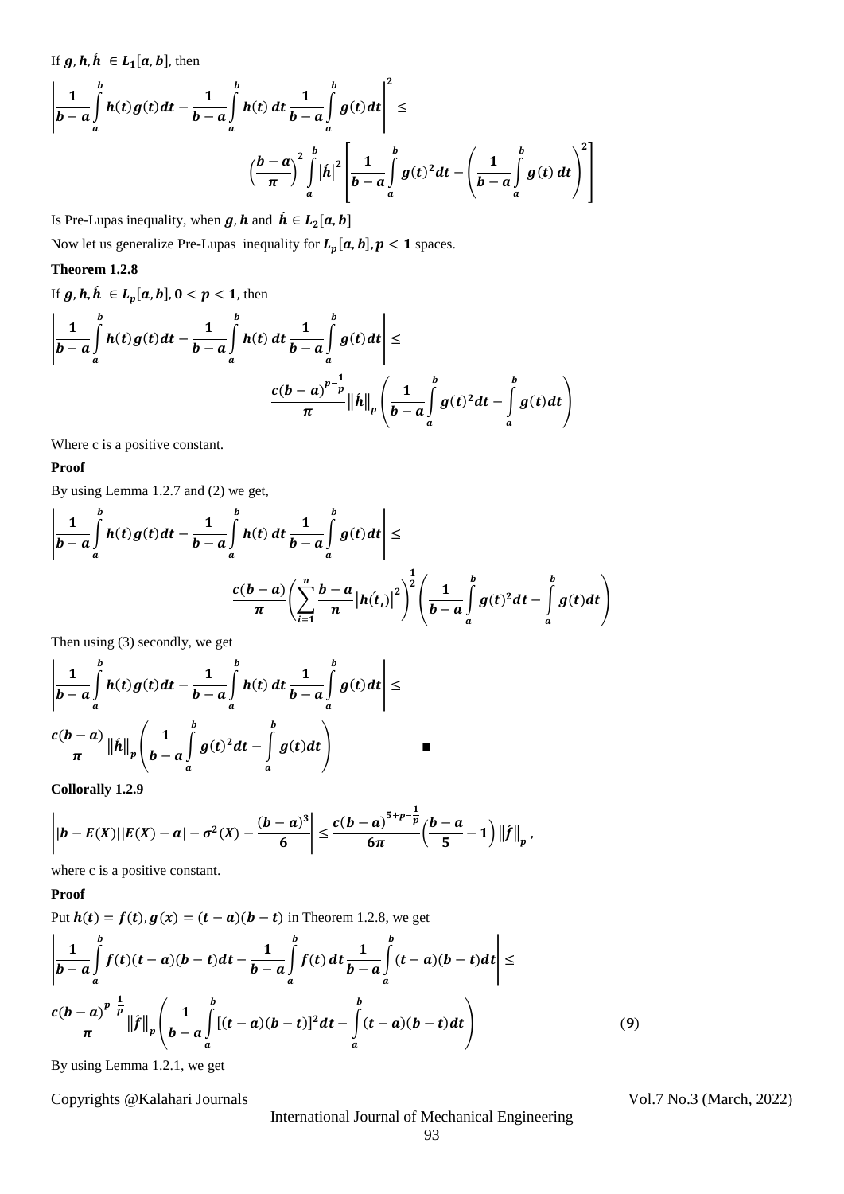If $g, h, \acute{h} \in L_1[a,b]$, then

$$\left|\frac{1}{b-a}\int_a^b h(t)g(t)dt - \frac{1}{b-a}\int_a^b h(t)\,dt\,\frac{1}{b-a}\int_a^b g(t)dt\right|^2 \leq$$

$$\left(\frac{b-a}{\pi}\right)^2 \int_a^b |\acute{h}|^2 \left[\frac{1}{b-a}\int_a^b g(t)^2 dt - \left(\frac{1}{b-a}\int_a^b g(t)\,dt\right)^2\right]$$

Is Pre-Lupas inequality, when $g, h$ and $\acute{h} \in L_2[a,b]$

Now let us generalize Pre-Lupas inequality for $L_p[a,b], p < 1$ spaces.

**Theorem 1.2.8**

If $g, h, \acute{h} \in L_p[a,b]$, $0 < p < 1$, then

$$\left|\frac{1}{b-a}\int_a^b h(t)g(t)dt - \frac{1}{b-a}\int_a^b h(t)\,dt\,\frac{1}{b-a}\int_a^b g(t)dt\right| \leq$$

$$\frac{c(b-a)^{p-\frac{1}{p}}}{\pi}\|\acute{h}\|_p \left(\frac{1}{b-a}\int_a^b g(t)^2 dt - \int_a^b g(t)dt\right)$$

Where c is a positive constant.

**Proof**

By using Lemma 1.2.7 and (2) we get,

$$\left|\frac{1}{b-a}\int_a^b h(t)g(t)dt - \frac{1}{b-a}\int_a^b h(t)\,dt\,\frac{1}{b-a}\int_a^b g(t)dt\right| \leq$$

$$\frac{c(b-a)}{\pi}\left(\sum_{i=1}^{n}\frac{b-a}{n}\left|h(\acute{t_i})\right|^2\right)^{\frac{1}{2}}\left(\frac{1}{b-a}\int_a^b g(t)^2 dt - \int_a^b g(t)dt\right)$$

Then using (3) secondly, we get

$$\left|\frac{1}{b-a}\int_a^b h(t)g(t)dt - \frac{1}{b-a}\int_a^b h(t)\,dt\,\frac{1}{b-a}\int_a^b g(t)dt\right| \leq$$

$$\frac{c(b-a)}{\pi}\|\acute{h}\|_p \left(\frac{1}{b-a}\int_a^b g(t)^2 dt - \int_a^b g(t)dt\right) \qquad \blacksquare$$

**Collorally 1.2.9**

$$\left||b-E(X)||E(X)-a| - \sigma^2(X) - \frac{(b-a)^3}{6}\right| \leq \frac{c(b-a)^{5+p-\frac{1}{p}}}{6\pi}\left(\frac{b-a}{5}-1\right)\|\acute{f}\|_p,$$

where c is a positive constant.

**Proof**

Put $h(t) = f(t), g(x) = (t-a)(b-t)$ in Theorem 1.2.8, we get

$$\left|\frac{1}{b-a}\int_a^b f(t)(t-a)(b-t)dt - \frac{1}{b-a}\int_a^b f(t)\,dt\,\frac{1}{b-a}\int_a^b (t-a)(b-t)dt\right| \leq$$

$$\frac{c(b-a)^{p-\frac{1}{p}}}{\pi}\|\acute{f}\|_p \left(\frac{1}{b-a}\int_a^b [(t-a)(b-t)]^2 dt - \int_a^b (t-a)(b-t)dt\right) \qquad (9)$$

By using Lemma 1.2.1, we get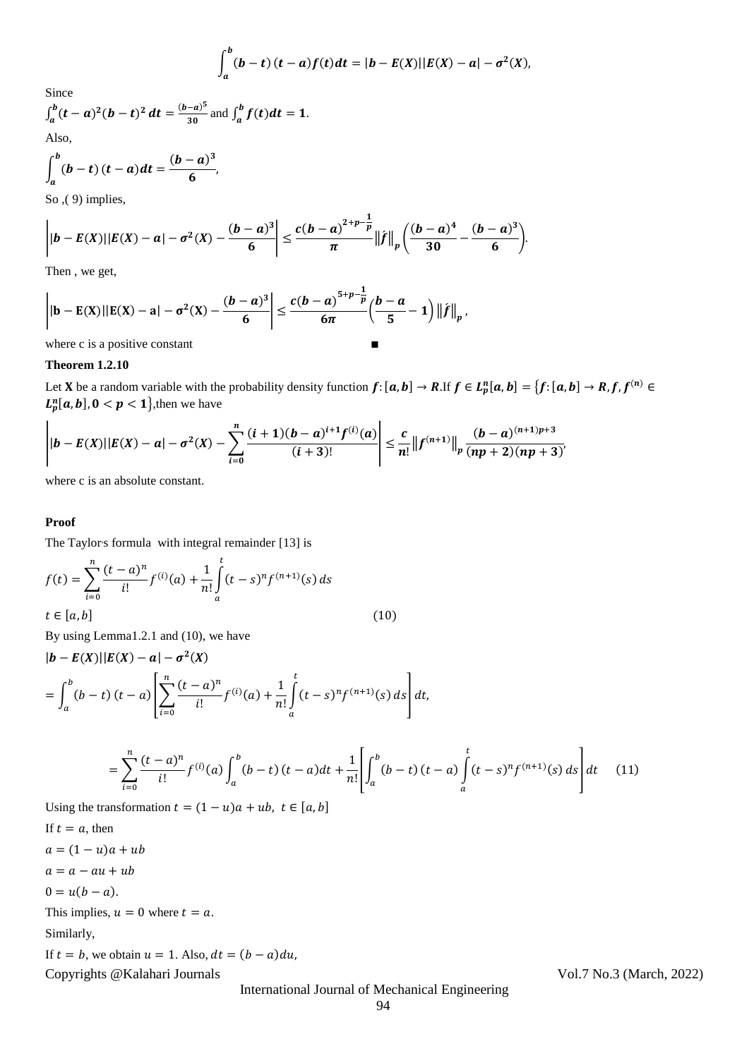$$\int_a^b (b-t)(t-a)f(t)dt = |b-E(X)||E(X)-a| - \sigma^2(X),$$

Since

$\int_a^b (t-a)^2(b-t)^2\, dt = \frac{(b-a)^5}{30}$ and $\int_a^b f(t)dt = 1$.

Also,

$$\int_a^b (b-t)(t-a)dt = \frac{(b-a)^3}{6},$$

So ,( 9) implies,

$$\left| |b-E(X)||E(X)-a| - \sigma^2(X) - \frac{(b-a)^3}{6} \right| \le \frac{c(b-a)^{2+p-\frac{1}{p}}}{\pi} \|\hat{f}\|_p \left( \frac{(b-a)^4}{30} - \frac{(b-a)^3}{6} \right).$$

Then , we get,

$$\left| |b-E(X)||E(X)-a| - \sigma^2(X) - \frac{(b-a)^3}{6} \right| \le \frac{c(b-a)^{5+p-\frac{1}{p}}}{6\pi} \left( \frac{b-a}{5} - 1 \right) \|\hat{f}\|_p,$$

where c is a positive constant ■

**Theorem 1.2.10**

Let **X** be a random variable with the probability density function $f:[a,b] \to R$.If $f \in L_p^n[a,b] = \{f:[a,b] \to R, f, f^{(n)} \in L_p^n[a,b], 0 < p < 1\}$,then we have

$$\left| |b-E(X)||E(X)-a| - \sigma^2(X) - \sum_{i=0}^{n} \frac{(i+1)(b-a)^{i+1} f^{(i)}(a)}{(i+3)!} \right| \le \frac{c}{n!} \|f^{(n+1)}\|_p \frac{(b-a)^{(n+1)p+3}}{(np+2)(np+3)},$$

where c is an absolute constant.

**Proof**

The Taylor's formula with integral remainder [13] is

$$f(t) = \sum_{i=0}^{n} \frac{(t-a)^n}{i!} f^{(i)}(a) + \frac{1}{n!} \int_a^t (t-s)^n f^{(n+1)}(s)\, ds$$

$$t \in [a,b] \qquad (10)$$

By using Lemma1.2.1 and (10), we have

$$|b-E(X)||E(X)-a| - \sigma^2(X)$$

$$= \int_a^b (b-t)(t-a) \left[ \sum_{i=0}^{n} \frac{(t-a)^n}{i!} f^{(i)}(a) + \frac{1}{n!} \int_a^t (t-s)^n f^{(n+1)}(s)\, ds \right] dt,$$

$$= \sum_{i=0}^{n} \frac{(t-a)^n}{i!} f^{(i)}(a) \int_a^b (b-t)(t-a)dt + \frac{1}{n!} \left[ \int_a^b (b-t)(t-a) \int_a^t (t-s)^n f^{(n+1)}(s)\, ds \right] dt \qquad (11)$$

Using the transformation $t = (1-u)a + ub,\ t \in [a,b]$

If $t = a$, then

$a = (1-u)a + ub$

$a = a - au + ub$

$0 = u(b-a)$.

This implies, $u = 0$ where $t = a$.

Similarly,

If $t = b$, we obtain $u = 1$. Also, $dt = (b-a)du$,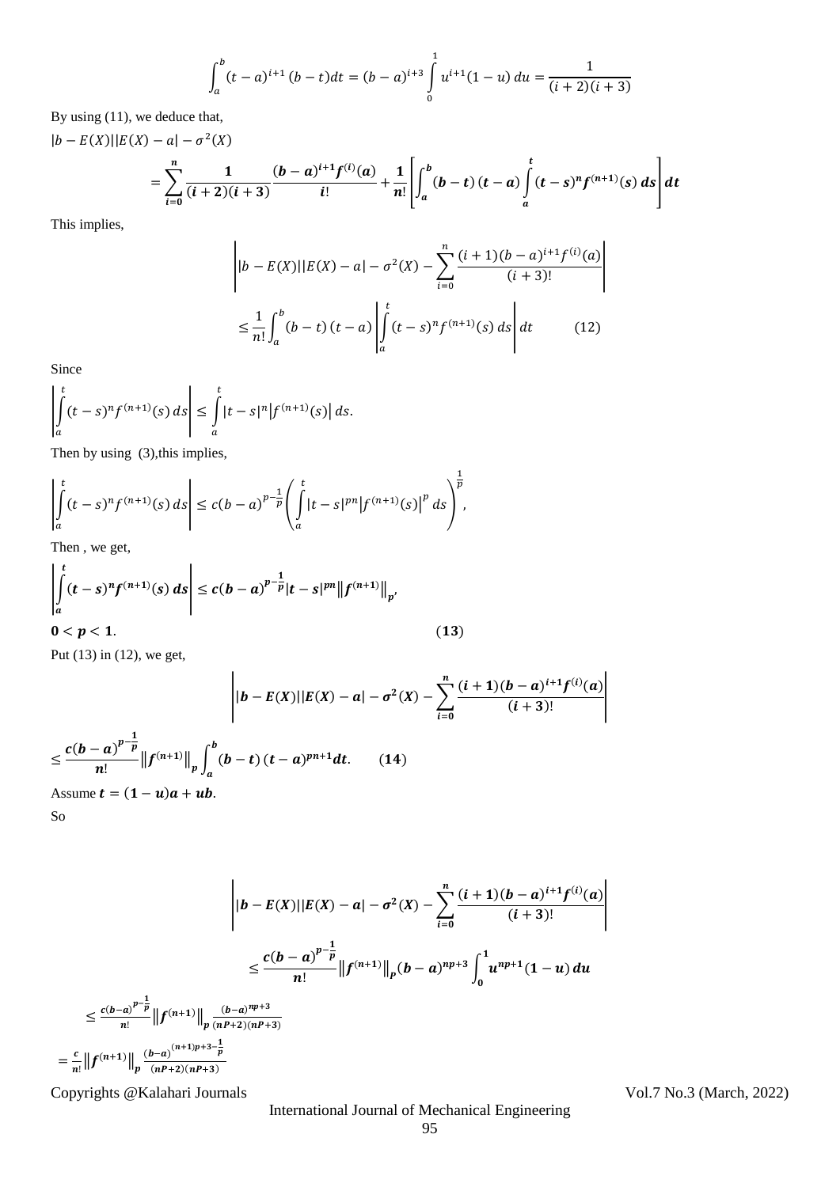$$\int_a^b (t-a)^{i+1}(b-t)dt = (b-a)^{i+3}\int_0^1 u^{i+1}(1-u)\,du = \frac{1}{(i+2)(i+3)}$$

By using (11), we deduce that,

$|b-E(X)||E(X)-a|-\sigma^2(X)$

$$= \sum_{i=0}^{n} \frac{1}{(i+2)(i+3)} \frac{(b-a)^{i+1} f^{(i)}(a)}{i!} + \frac{1}{n!}\left[\int_a^b (b-t)(t-a)\int_a^t (t-s)^n f^{(n+1)}(s)\,ds\right] dt$$

This implies,

$$\left| |b-E(X)||E(X)-a|-\sigma^2(X) - \sum_{i=0}^{n} \frac{(i+1)(b-a)^{i+1} f^{(i)}(a)}{(i+3)!}\right|$$

$$\leq \frac{1}{n!}\int_a^b (b-t)(t-a)\left|\int_a^t (t-s)^n f^{(n+1)}(s)\,ds\right| dt \qquad (12)$$

Since

$$\left|\int_a^t (t-s)^n f^{(n+1)}(s)\,ds\right| \leq \int_a^t |t-s|^n \left|f^{(n+1)}(s)\right| ds.$$

Then by using (3),this implies,

$$\left|\int_a^t (t-s)^n f^{(n+1)}(s)\,ds\right| \leq c(b-a)^{p-\frac{1}{p}}\left(\int_a^t |t-s|^{pn}\left|f^{(n+1)}(s)\right|^p ds\right)^{\frac{1}{p}},$$

Then , we get,

$$\left|\int_a^t (t-s)^n f^{(n+1)}(s)\,ds\right| \leq c(b-a)^{p-\frac{1}{p}}|t-s|^{pn}\left\|f^{(n+1)}\right\|_p,$$

$$0 < p < 1. \qquad (13)$$

Put (13) in (12), we get,

$$\left| |b-E(X)||E(X)-a|-\sigma^2(X) - \sum_{i=0}^{n} \frac{(i+1)(b-a)^{i+1} f^{(i)}(a)}{(i+3)!}\right|$$

$$\leq \frac{c(b-a)^{p-\frac{1}{p}}}{n!}\left\|f^{(n+1)}\right\|_p \int_a^b (b-t)(t-a)^{pn+1}dt. \qquad (14)$$

Assume $t = (1-u)a + ub$.

So

$$\left| |b-E(X)||E(X)-a|-\sigma^2(X) - \sum_{i=0}^{n} \frac{(i+1)(b-a)^{i+1} f^{(i)}(a)}{(i+3)!}\right|$$

$$\leq \frac{c(b-a)^{p-\frac{1}{p}}}{n!}\left\|f^{(n+1)}\right\|_p (b-a)^{np+3}\int_0^1 u^{np+1}(1-u)\,du$$

$$\leq \frac{c(b-a)^{p-\frac{1}{p}}}{n!}\left\|f^{(n+1)}\right\|_p \frac{(b-a)^{np+3}}{(nP+2)(nP+3)}$$

$$= \frac{c}{n!}\left\|f^{(n+1)}\right\|_p \frac{(b-a)^{(n+1)p+3-\frac{1}{p}}}{(nP+2)(nP+3)}$$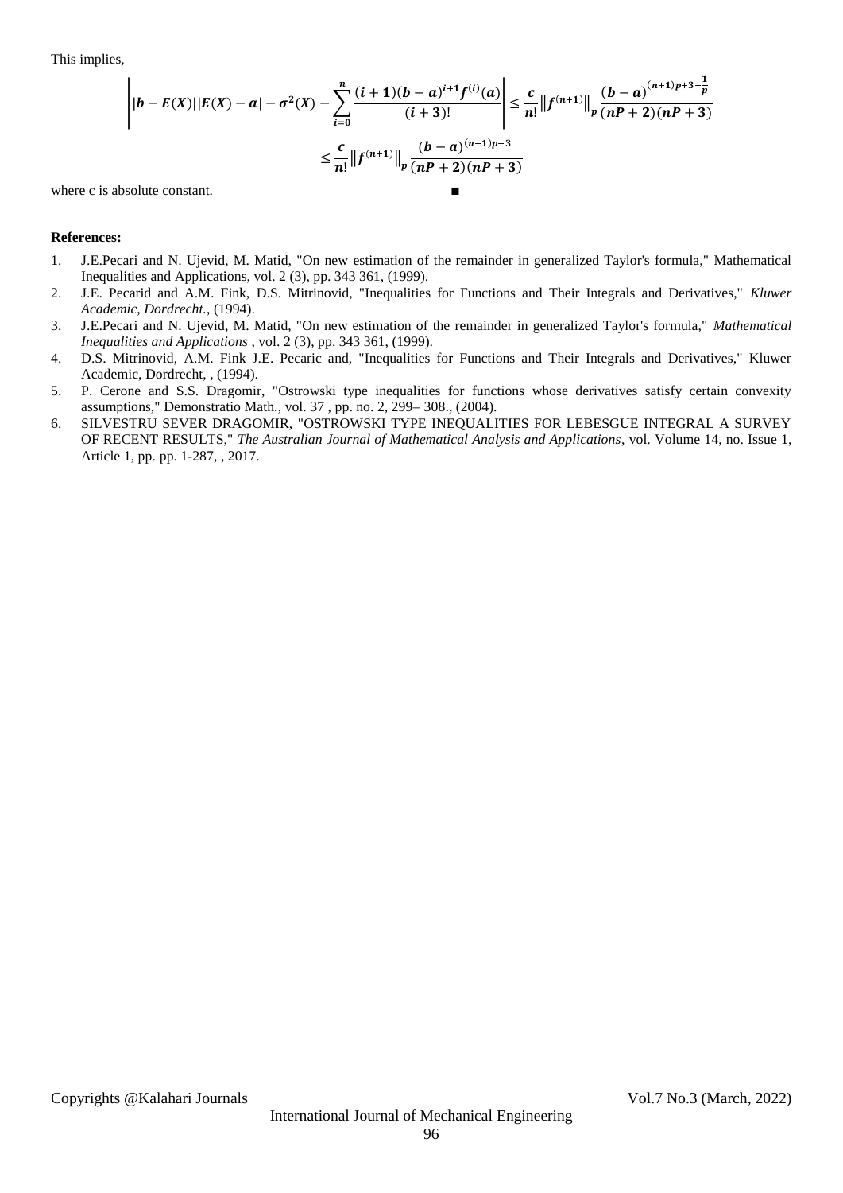This implies,

$$\left| |b - E(X)||E(X) - a| - \sigma^2(X) - \sum_{i=0}^{n} \frac{(i+1)(b-a)^{i+1} f^{(i)}(a)}{(i+3)!} \right| \leq \frac{c}{n!} \left\| f^{(n+1)} \right\|_p \frac{(b-a)^{(n+1)p+3-\frac{1}{p}}}{(nP+2)(nP+3)}$$

$$\leq \frac{c}{n!} \left\| f^{(n+1)} \right\|_p \frac{(b-a)^{(n+1)p+3}}{(nP+2)(nP+3)}$$

where c is absolute constant. ■

**References:**

1. J.E.Pecari and N. Ujevid, M. Matid, "On new estimation of the remainder in generalized Taylor's formula," Mathematical Inequalities and Applications, vol. 2 (3), pp. 343 361, (1999).
2. J.E. Pecarid and A.M. Fink, D.S. Mitrinovid, "Inequalities for Functions and Their Integrals and Derivatives," *Kluwer Academic, Dordrecht.*, (1994).
3. J.E.Pecari and N. Ujevid, M. Matid, "On new estimation of the remainder in generalized Taylor's formula," *Mathematical Inequalities and Applications* , vol. 2 (3), pp. 343 361, (1999).
4. D.S. Mitrinovid, A.M. Fink J.E. Pecaric and, "Inequalities for Functions and Their Integrals and Derivatives," Kluwer Academic, Dordrecht, , (1994).
5. P. Cerone and S.S. Dragomir, "Ostrowski type inequalities for functions whose derivatives satisfy certain convexity assumptions," Demonstratio Math., vol. 37 , pp. no. 2, 299– 308., (2004).
6. SILVESTRU SEVER DRAGOMIR, "OSTROWSKI TYPE INEQUALITIES FOR LEBESGUE INTEGRAL A SURVEY OF RECENT RESULTS," *The Australian Journal of Mathematical Analysis and Applications*, vol. Volume 14, no. Issue 1, Article 1, pp. pp. 1-287, , 2017.